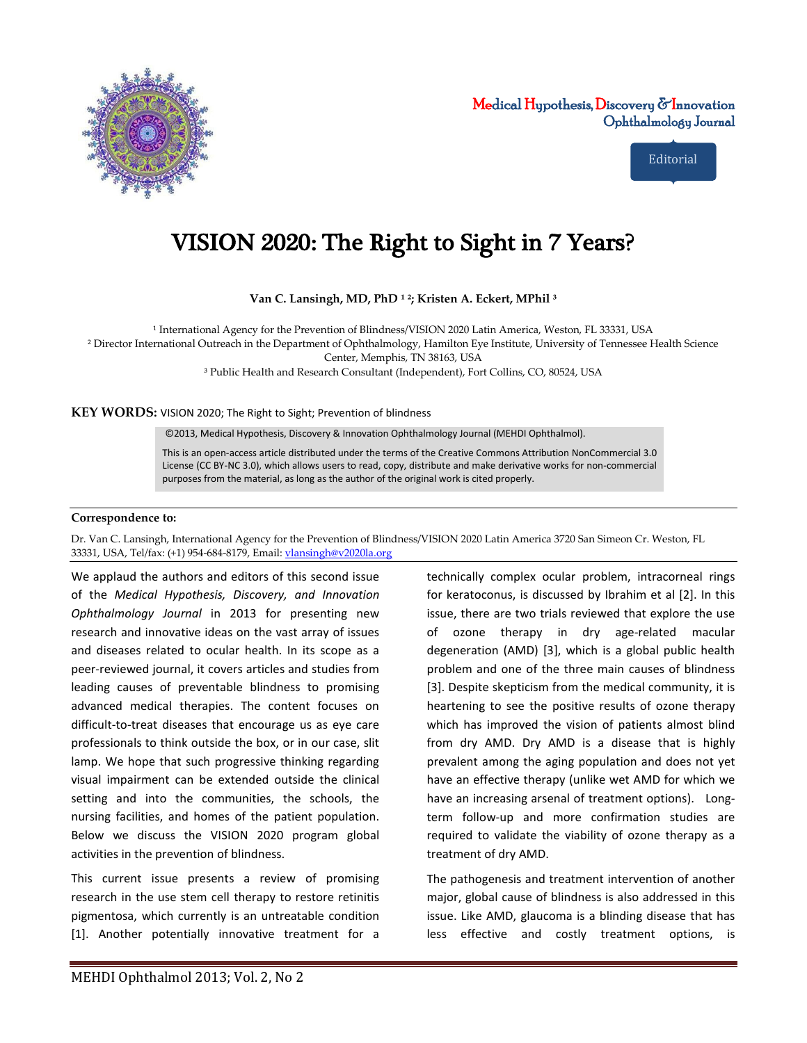Editorial

# VISION 2020: The Right to Sight in 7 Years?

**Van C. Lansingh, MD, PhD [1, 2]; Kristen A. Eckert, MPhil [3]**

[1] International Agency for the Prevention of Blindness/VISION 2020 Latin America, Weston, FL 33331, USA
[2] Director International Outreach in the Department of Ophthalmology, Hamilton Eye Institute, University of Tennessee Health Science Center, Memphis, TN 38163, USA
[3] Public Health and Research Consultant (Independent), Fort Collins, CO, 80524, USA

**KEY WORDS:** VISION 2020; The Right to Sight; Prevention of blindness

©2013, Medical Hypothesis, Discovery & Innovation Ophthalmology Journal (MEHDI Ophthalmol).

This is an open-access article distributed under the terms of the Creative Commons Attribution NonCommercial 3.0 License (CC BY-NC 3.0), which allows users to read, copy, distribute and make derivative works for non-commercial purposes from the material, as long as the author of the original work is cited properly.

**Correspondence to:**

Dr. Van C. Lansingh, International Agency for the Prevention of Blindness/VISION 2020 Latin America 3720 San Simeon Cr. Weston, FL 33331, USA, Tel/fax: (+1) 954-684-8179, Email: vlansingh@v2020la.org

We applaud the authors and editors of this second issue of the *Medical Hypothesis, Discovery, and Innovation Ophthalmology Journal* in 2013 for presenting new research and innovative ideas on the vast array of issues and diseases related to ocular health. In its scope as a peer-reviewed journal, it covers articles and studies from leading causes of preventable blindness to promising advanced medical therapies. The content focuses on difficult-to-treat diseases that encourage us as eye care professionals to think outside the box, or in our case, slit lamp. We hope that such progressive thinking regarding visual impairment can be extended outside the clinical setting and into the communities, the schools, the nursing facilities, and homes of the patient population. Below we discuss the VISION 2020 program global activities in the prevention of blindness.

This current issue presents a review of promising research in the use stem cell therapy to restore retinitis pigmentosa, which currently is an untreatable condition [1]. Another potentially innovative treatment for a technically complex ocular problem, intracorneal rings for keratoconus, is discussed by Ibrahim et al [2]. In this issue, there are two trials reviewed that explore the use of ozone therapy in dry age-related macular degeneration (AMD) [3], which is a global public health problem and one of the three main causes of blindness [3]. Despite skepticism from the medical community, it is heartening to see the positive results of ozone therapy which has improved the vision of patients almost blind from dry AMD. Dry AMD is a disease that is highly prevalent among the aging population and does not yet have an effective therapy (unlike wet AMD for which we have an increasing arsenal of treatment options). Long-term follow-up and more confirmation studies are required to validate the viability of ozone therapy as a treatment of dry AMD.

The pathogenesis and treatment intervention of another major, global cause of blindness is also addressed in this issue. Like AMD, glaucoma is a blinding disease that has less effective and costly treatment options, is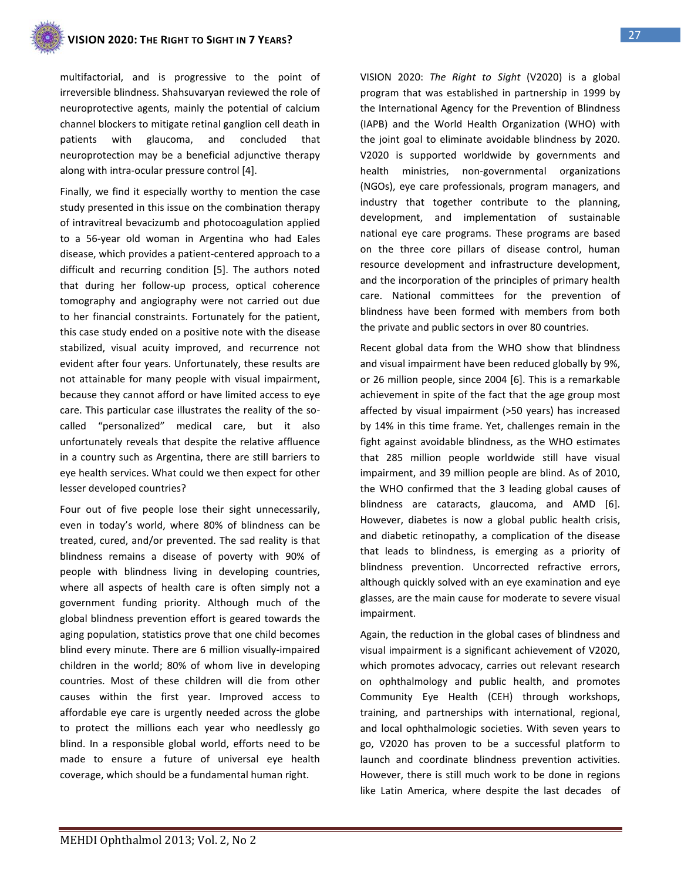multifactorial, and is progressive to the point of irreversible blindness. Shahsuvaryan reviewed the role of neuroprotective agents, mainly the potential of calcium channel blockers to mitigate retinal ganglion cell death in patients with glaucoma, and concluded that neuroprotection may be a beneficial adjunctive therapy along with intra-ocular pressure control [4].

Finally, we find it especially worthy to mention the case study presented in this issue on the combination therapy of intravitreal bevacizumb and photocoagulation applied to a 56-year old woman in Argentina who had Eales disease, which provides a patient-centered approach to a difficult and recurring condition [5]. The authors noted that during her follow-up process, optical coherence tomography and angiography were not carried out due to her financial constraints. Fortunately for the patient, this case study ended on a positive note with the disease stabilized, visual acuity improved, and recurrence not evident after four years. Unfortunately, these results are not attainable for many people with visual impairment, because they cannot afford or have limited access to eye care. This particular case illustrates the reality of the so-called "personalized" medical care, but it also unfortunately reveals that despite the relative affluence in a country such as Argentina, there are still barriers to eye health services. What could we then expect for other lesser developed countries?

Four out of five people lose their sight unnecessarily, even in today's world, where 80% of blindness can be treated, cured, and/or prevented. The sad reality is that blindness remains a disease of poverty with 90% of people with blindness living in developing countries, where all aspects of health care is often simply not a government funding priority. Although much of the global blindness prevention effort is geared towards the aging population, statistics prove that one child becomes blind every minute. There are 6 million visually-impaired children in the world; 80% of whom live in developing countries. Most of these children will die from other causes within the first year. Improved access to affordable eye care is urgently needed across the globe to protect the millions each year who needlessly go blind. In a responsible global world, efforts need to be made to ensure a future of universal eye health coverage, which should be a fundamental human right.

VISION 2020: *The Right to Sight* (V2020) is a global program that was established in partnership in 1999 by the International Agency for the Prevention of Blindness (IAPB) and the World Health Organization (WHO) with the joint goal to eliminate avoidable blindness by 2020. V2020 is supported worldwide by governments and health ministries, non-governmental organizations (NGOs), eye care professionals, program managers, and industry that together contribute to the planning, development, and implementation of sustainable national eye care programs. These programs are based on the three core pillars of disease control, human resource development and infrastructure development, and the incorporation of the principles of primary health care. National committees for the prevention of blindness have been formed with members from both the private and public sectors in over 80 countries.

Recent global data from the WHO show that blindness and visual impairment have been reduced globally by 9%, or 26 million people, since 2004 [6]. This is a remarkable achievement in spite of the fact that the age group most affected by visual impairment (>50 years) has increased by 14% in this time frame. Yet, challenges remain in the fight against avoidable blindness, as the WHO estimates that 285 million people worldwide still have visual impairment, and 39 million people are blind. As of 2010, the WHO confirmed that the 3 leading global causes of blindness are cataracts, glaucoma, and AMD [6]. However, diabetes is now a global public health crisis, and diabetic retinopathy, a complication of the disease that leads to blindness, is emerging as a priority of blindness prevention. Uncorrected refractive errors, although quickly solved with an eye examination and eye glasses, are the main cause for moderate to severe visual impairment.

Again, the reduction in the global cases of blindness and visual impairment is a significant achievement of V2020, which promotes advocacy, carries out relevant research on ophthalmology and public health, and promotes Community Eye Health (CEH) through workshops, training, and partnerships with international, regional, and local ophthalmologic societies. With seven years to go, V2020 has proven to be a successful platform to launch and coordinate blindness prevention activities. However, there is still much work to be done in regions like Latin America, where despite the last decades of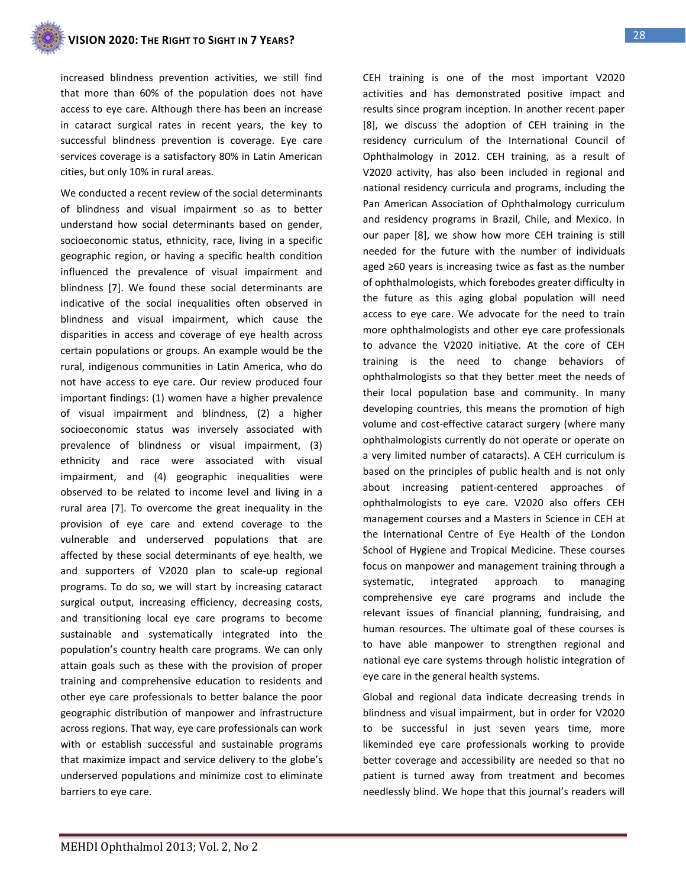increased blindness prevention activities, we still find that more than 60% of the population does not have access to eye care. Although there has been an increase in cataract surgical rates in recent years, the key to successful blindness prevention is coverage. Eye care services coverage is a satisfactory 80% in Latin American cities, but only 10% in rural areas.

We conducted a recent review of the social determinants of blindness and visual impairment so as to better understand how social determinants based on gender, socioeconomic status, ethnicity, race, living in a specific geographic region, or having a specific health condition influenced the prevalence of visual impairment and blindness [7]. We found these social determinants are indicative of the social inequalities often observed in blindness and visual impairment, which cause the disparities in access and coverage of eye health across certain populations or groups. An example would be the rural, indigenous communities in Latin America, who do not have access to eye care. Our review produced four important findings: (1) women have a higher prevalence of visual impairment and blindness, (2) a higher socioeconomic status was inversely associated with prevalence of blindness or visual impairment, (3) ethnicity and race were associated with visual impairment, and (4) geographic inequalities were observed to be related to income level and living in a rural area [7]. To overcome the great inequality in the provision of eye care and extend coverage to the vulnerable and underserved populations that are affected by these social determinants of eye health, we and supporters of V2020 plan to scale-up regional programs. To do so, we will start by increasing cataract surgical output, increasing efficiency, decreasing costs, and transitioning local eye care programs to become sustainable and systematically integrated into the population's country health care programs. We can only attain goals such as these with the provision of proper training and comprehensive education to residents and other eye care professionals to better balance the poor geographic distribution of manpower and infrastructure across regions. That way, eye care professionals can work with or establish successful and sustainable programs that maximize impact and service delivery to the globe's underserved populations and minimize cost to eliminate barriers to eye care.

CEH training is one of the most important V2020 activities and has demonstrated positive impact and results since program inception. In another recent paper [8], we discuss the adoption of CEH training in the residency curriculum of the International Council of Ophthalmology in 2012. CEH training, as a result of V2020 activity, has also been included in regional and national residency curricula and programs, including the Pan American Association of Ophthalmology curriculum and residency programs in Brazil, Chile, and Mexico. In our paper [8], we show how more CEH training is still needed for the future with the number of individuals aged ≥60 years is increasing twice as fast as the number of ophthalmologists, which forebodes greater difficulty in the future as this aging global population will need access to eye care. We advocate for the need to train more ophthalmologists and other eye care professionals to advance the V2020 initiative. At the core of CEH training is the need to change behaviors of ophthalmologists so that they better meet the needs of their local population base and community. In many developing countries, this means the promotion of high volume and cost-effective cataract surgery (where many ophthalmologists currently do not operate or operate on a very limited number of cataracts). A CEH curriculum is based on the principles of public health and is not only about increasing patient-centered approaches of ophthalmologists to eye care. V2020 also offers CEH management courses and a Masters in Science in CEH at the International Centre of Eye Health of the London School of Hygiene and Tropical Medicine. These courses focus on manpower and management training through a systematic, integrated approach to managing comprehensive eye care programs and include the relevant issues of financial planning, fundraising, and human resources. The ultimate goal of these courses is to have able manpower to strengthen regional and national eye care systems through holistic integration of eye care in the general health systems.

Global and regional data indicate decreasing trends in blindness and visual impairment, but in order for V2020 to be successful in just seven years time, more likeminded eye care professionals working to provide better coverage and accessibility are needed so that no patient is turned away from treatment and becomes needlessly blind. We hope that this journal's readers will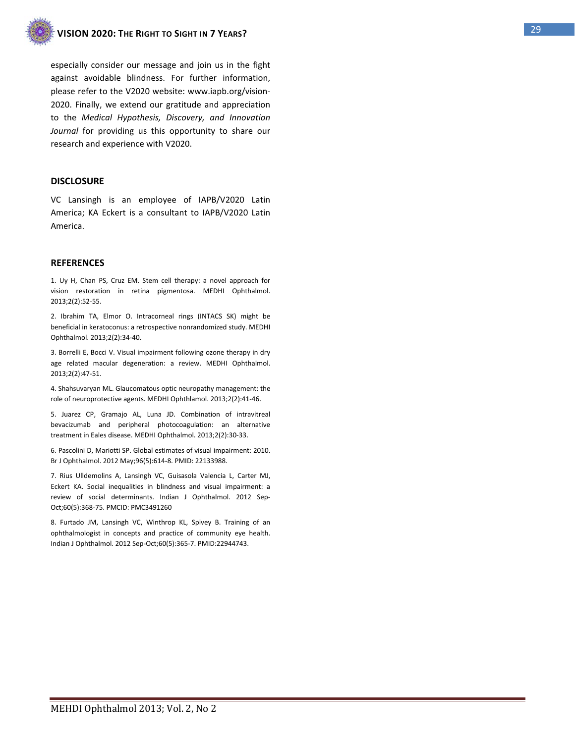especially consider our message and join us in the fight against avoidable blindness. For further information, please refer to the V2020 website: www.iapb.org/vision-2020. Finally, we extend our gratitude and appreciation to the *Medical Hypothesis, Discovery, and Innovation Journal* for providing us this opportunity to share our research and experience with V2020.

## DISCLOSURE

VC Lansingh is an employee of IAPB/V2020 Latin America; KA Eckert is a consultant to IAPB/V2020 Latin America.

## REFERENCES

1. Uy H, Chan PS, Cruz EM. Stem cell therapy: a novel approach for vision restoration in retina pigmentosa. MEDHI Ophthalmol. 2013;2(2):52-55.

2. Ibrahim TA, Elmor O. Intracorneal rings (INTACS SK) might be beneficial in keratoconus: a retrospective nonrandomized study. MEDHI Ophthalmol. 2013;2(2):34-40.

3. Borrelli E, Bocci V. Visual impairment following ozone therapy in dry age related macular degeneration: a review. MEDHI Ophthalmol. 2013;2(2):47-51.

4. Shahsuvaryan ML. Glaucomatous optic neuropathy management: the role of neuroprotective agents. MEDHI Ophthlamol. 2013;2(2):41-46.

5. Juarez CP, Gramajo AL, Luna JD. Combination of intravitreal bevacizumab and peripheral photocoagulation: an alternative treatment in Eales disease. MEDHI Ophthalmol. 2013;2(2):30-33.

6. Pascolini D, Mariotti SP. Global estimates of visual impairment: 2010. Br J Ophthalmol. 2012 May;96(5):614-8. PMID: 22133988.

7. Rius Ulldemolins A, Lansingh VC, Guisasola Valencia L, Carter MJ, Eckert KA. Social inequalities in blindness and visual impairment: a review of social determinants. Indian J Ophthalmol. 2012 Sep-Oct;60(5):368-75. PMCID: PMC3491260

8. Furtado JM, Lansingh VC, Winthrop KL, Spivey B. Training of an ophthalmologist in concepts and practice of community eye health. Indian J Ophthalmol. 2012 Sep-Oct;60(5):365-7. PMID:22944743.